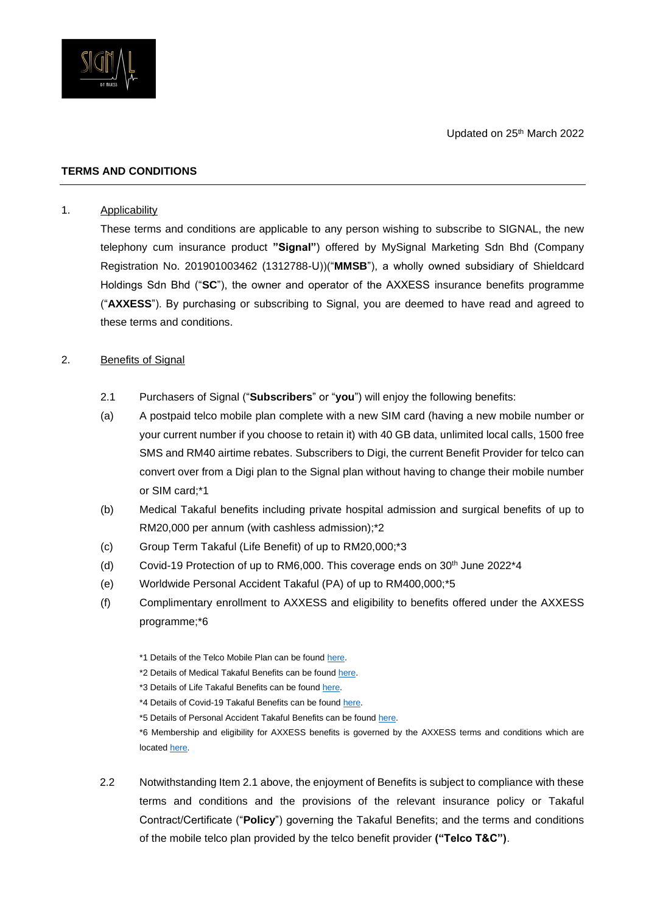Updated on 25th March 2022

## TERMS AND CONDITIONS

1. Applicability

These terms and conditions are applicable to any person wishing to subscribe to SIGNAL, the new telephony cum insurance product **"Signal"**) offered by MySignal Marketing Sdn Bhd (Company Registration No. 201901003462 (1312788-U))("**MMSB**"), a wholly owned subsidiary of Shieldcard Holdings Sdn Bhd ("**SC**"), the owner and operator of the AXXESS insurance benefits programme ("**AXXESS**"). By purchasing or subscribing to Signal, you are deemed to have read and agreed to these terms and conditions.

2. Benefits of Signal

2.1 Purchasers of Signal ("**Subscribers**" or "**you**") will enjoy the following benefits:

(a) A postpaid telco mobile plan complete with a new SIM card (having a new mobile number or your current number if you choose to retain it) with 40 GB data, unlimited local calls, 1500 free SMS and RM40 airtime rebates. Subscribers to Digi, the current Benefit Provider for telco can convert over from a Digi plan to the Signal plan without having to change their mobile number or SIM card;*1

(b) Medical Takaful benefits including private hospital admission and surgical benefits of up to RM20,000 per annum (with cashless admission);*2

(c) Group Term Takaful (Life Benefit) of up to RM20,000;*3

(d) Covid-19 Protection of up to RM6,000. This coverage ends on 30th June 2022*4

(e) Worldwide Personal Accident Takaful (PA) of up to RM400,000;*5

(f) Complimentary enrollment to AXXESS and eligibility to benefits offered under the AXXESS programme;*6

*1 Details of the Telco Mobile Plan can be found here.

*2 Details of Medical Takaful Benefits can be found here.

*3 Details of Life Takaful Benefits can be found here.

*4 Details of Covid-19 Takaful Benefits can be found here.

*5 Details of Personal Accident Takaful Benefits can be found here.

*6 Membership and eligibility for AXXESS benefits is governed by the AXXESS terms and conditions which are located here.

2.2 Notwithstanding Item 2.1 above, the enjoyment of Benefits is subject to compliance with these terms and conditions and the provisions of the relevant insurance policy or Takaful Contract/Certificate ("**Policy**") governing the Takaful Benefits; and the terms and conditions of the mobile telco plan provided by the telco benefit provider **("Telco T&C")**.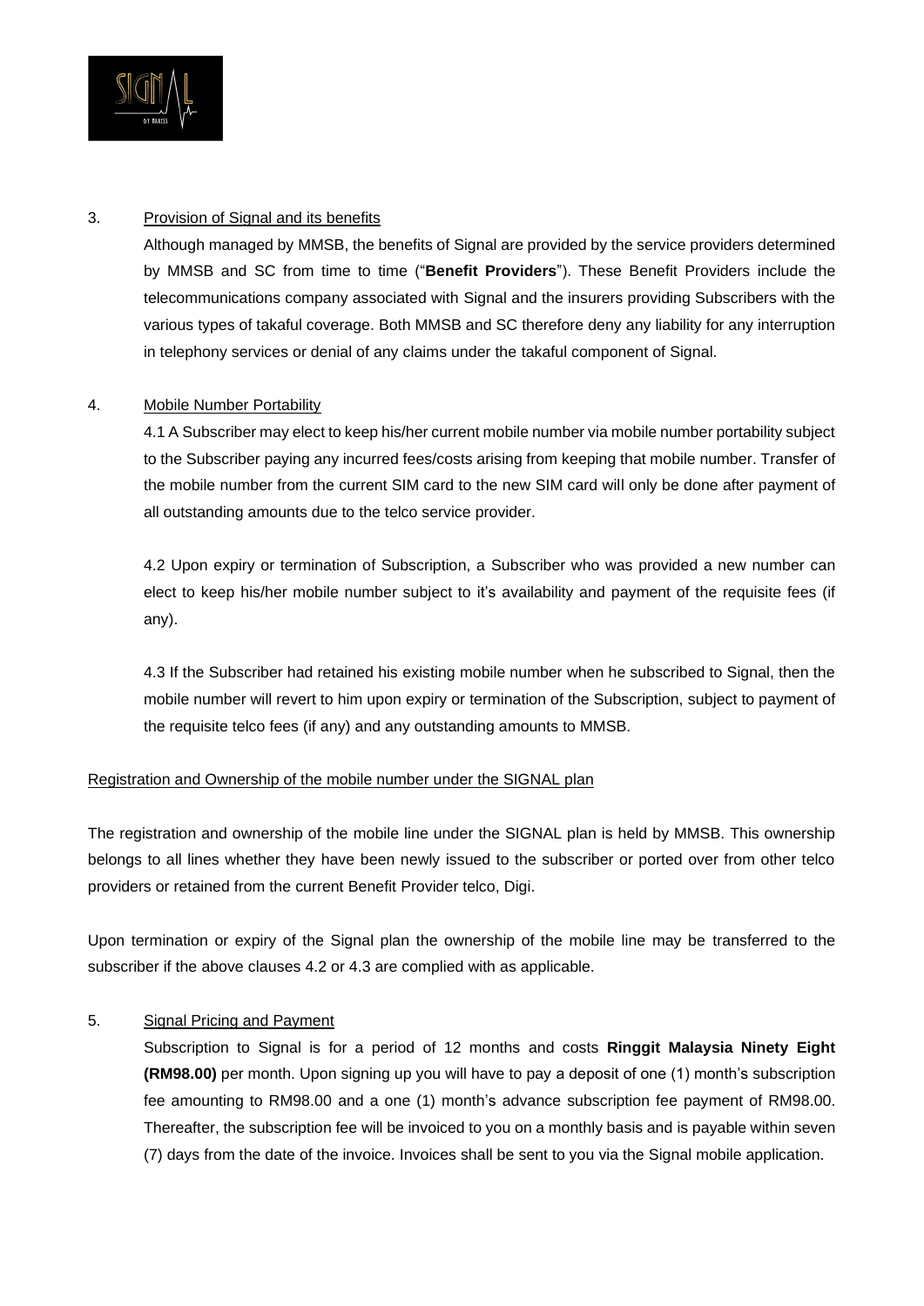3. <u>Provision of Signal and its benefits</u>

   Although managed by MMSB, the benefits of Signal are provided by the service providers determined by MMSB and SC from time to time ("**Benefit Providers**"). These Benefit Providers include the telecommunications company associated with Signal and the insurers providing Subscribers with the various types of takaful coverage. Both MMSB and SC therefore deny any liability for any interruption in telephony services or denial of any claims under the takaful component of Signal.

4. <u>Mobile Number Portability</u>

   4.1 A Subscriber may elect to keep his/her current mobile number via mobile number portability subject to the Subscriber paying any incurred fees/costs arising from keeping that mobile number. Transfer of the mobile number from the current SIM card to the new SIM card will only be done after payment of all outstanding amounts due to the telco service provider.

   4.2 Upon expiry or termination of Subscription, a Subscriber who was provided a new number can elect to keep his/her mobile number subject to it's availability and payment of the requisite fees (if any).

   4.3 If the Subscriber had retained his existing mobile number when he subscribed to Signal, then the mobile number will revert to him upon expiry or termination of the Subscription, subject to payment of the requisite telco fees (if any) and any outstanding amounts to MMSB.

<u>Registration and Ownership of the mobile number under the SIGNAL plan</u>

The registration and ownership of the mobile line under the SIGNAL plan is held by MMSB. This ownership belongs to all lines whether they have been newly issued to the subscriber or ported over from other telco providers or retained from the current Benefit Provider telco, Digi.

Upon termination or expiry of the Signal plan the ownership of the mobile line may be transferred to the subscriber if the above clauses 4.2 or 4.3 are complied with as applicable.

5. <u>Signal Pricing and Payment</u>

   Subscription to Signal is for a period of 12 months and costs **Ringgit Malaysia Ninety Eight (RM98.00)** per month. Upon signing up you will have to pay a deposit of one (1) month's subscription fee amounting to RM98.00 and a one (1) month's advance subscription fee payment of RM98.00. Thereafter, the subscription fee will be invoiced to you on a monthly basis and is payable within seven (7) days from the date of the invoice. Invoices shall be sent to you via the Signal mobile application.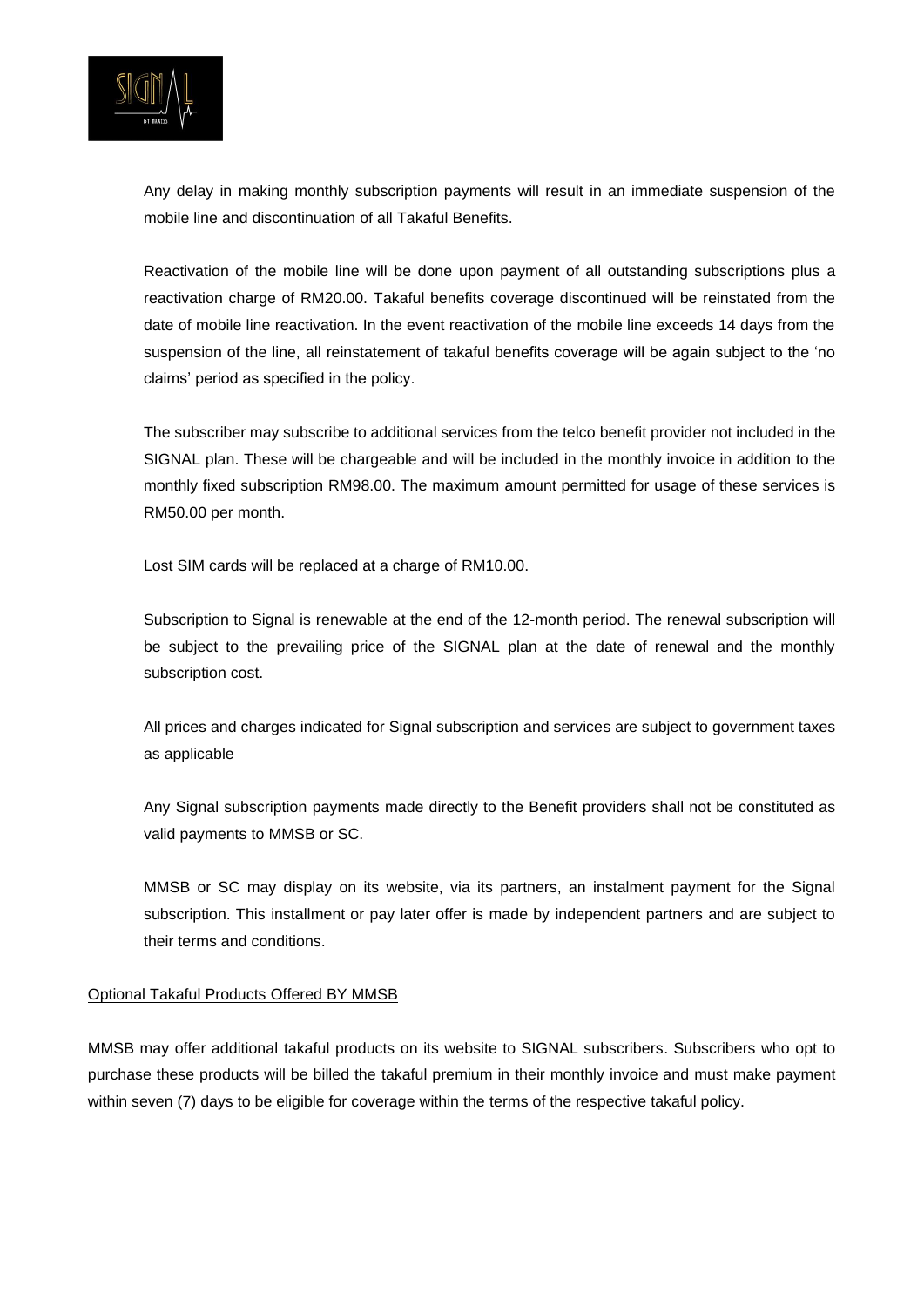Any delay in making monthly subscription payments will result in an immediate suspension of the mobile line and discontinuation of all Takaful Benefits.

Reactivation of the mobile line will be done upon payment of all outstanding subscriptions plus a reactivation charge of RM20.00. Takaful benefits coverage discontinued will be reinstated from the date of mobile line reactivation. In the event reactivation of the mobile line exceeds 14 days from the suspension of the line, all reinstatement of takaful benefits coverage will be again subject to the 'no claims' period as specified in the policy.

The subscriber may subscribe to additional services from the telco benefit provider not included in the SIGNAL plan. These will be chargeable and will be included in the monthly invoice in addition to the monthly fixed subscription RM98.00. The maximum amount permitted for usage of these services is RM50.00 per month.

Lost SIM cards will be replaced at a charge of RM10.00.

Subscription to Signal is renewable at the end of the 12-month period. The renewal subscription will be subject to the prevailing price of the SIGNAL plan at the date of renewal and the monthly subscription cost.

All prices and charges indicated for Signal subscription and services are subject to government taxes as applicable

Any Signal subscription payments made directly to the Benefit providers shall not be constituted as valid payments to MMSB or SC.

MMSB or SC may display on its website, via its partners, an instalment payment for the Signal subscription. This installment or pay later offer is made by independent partners and are subject to their terms and conditions.

<u>Optional Takaful Products Offered BY MMSB</u>

MMSB may offer additional takaful products on its website to SIGNAL subscribers. Subscribers who opt to purchase these products will be billed the takaful premium in their monthly invoice and must make payment within seven (7) days to be eligible for coverage within the terms of the respective takaful policy.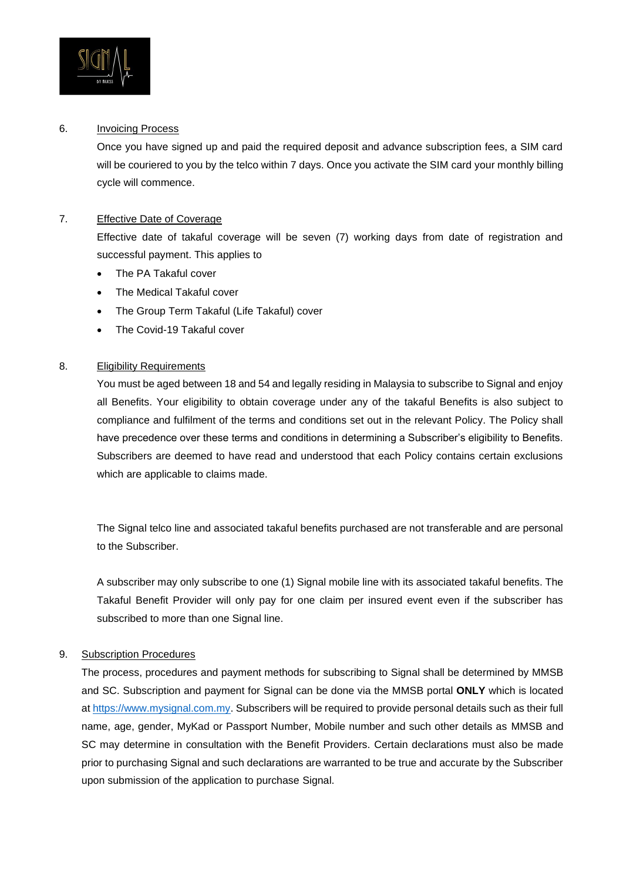6. <u>Invoicing Process</u>

   Once you have signed up and paid the required deposit and advance subscription fees, a SIM card will be couriered to you by the telco within 7 days. Once you activate the SIM card your monthly billing cycle will commence.

7. <u>Effective Date of Coverage</u>

   Effective date of takaful coverage will be seven (7) working days from date of registration and successful payment. This applies to

   - The PA Takaful cover
   - The Medical Takaful cover
   - The Group Term Takaful (Life Takaful) cover
   - The Covid-19 Takaful cover

8. <u>Eligibility Requirements</u>

   You must be aged between 18 and 54 and legally residing in Malaysia to subscribe to Signal and enjoy all Benefits. Your eligibility to obtain coverage under any of the takaful Benefits is also subject to compliance and fulfilment of the terms and conditions set out in the relevant Policy. The Policy shall have precedence over these terms and conditions in determining a Subscriber's eligibility to Benefits. Subscribers are deemed to have read and understood that each Policy contains certain exclusions which are applicable to claims made.

   The Signal telco line and associated takaful benefits purchased are not transferable and are personal to the Subscriber.

   A subscriber may only subscribe to one (1) Signal mobile line with its associated takaful benefits. The Takaful Benefit Provider will only pay for one claim per insured event even if the subscriber has subscribed to more than one Signal line.

9. <u>Subscription Procedures</u>

   The process, procedures and payment methods for subscribing to Signal shall be determined by MMSB and SC. Subscription and payment for Signal can be done via the MMSB portal **ONLY** which is located at [https://www.mysignal.com.my](https://www.mysignal.com.my). Subscribers will be required to provide personal details such as their full name, age, gender, MyKad or Passport Number, Mobile number and such other details as MMSB and SC may determine in consultation with the Benefit Providers. Certain declarations must also be made prior to purchasing Signal and such declarations are warranted to be true and accurate by the Subscriber upon submission of the application to purchase Signal.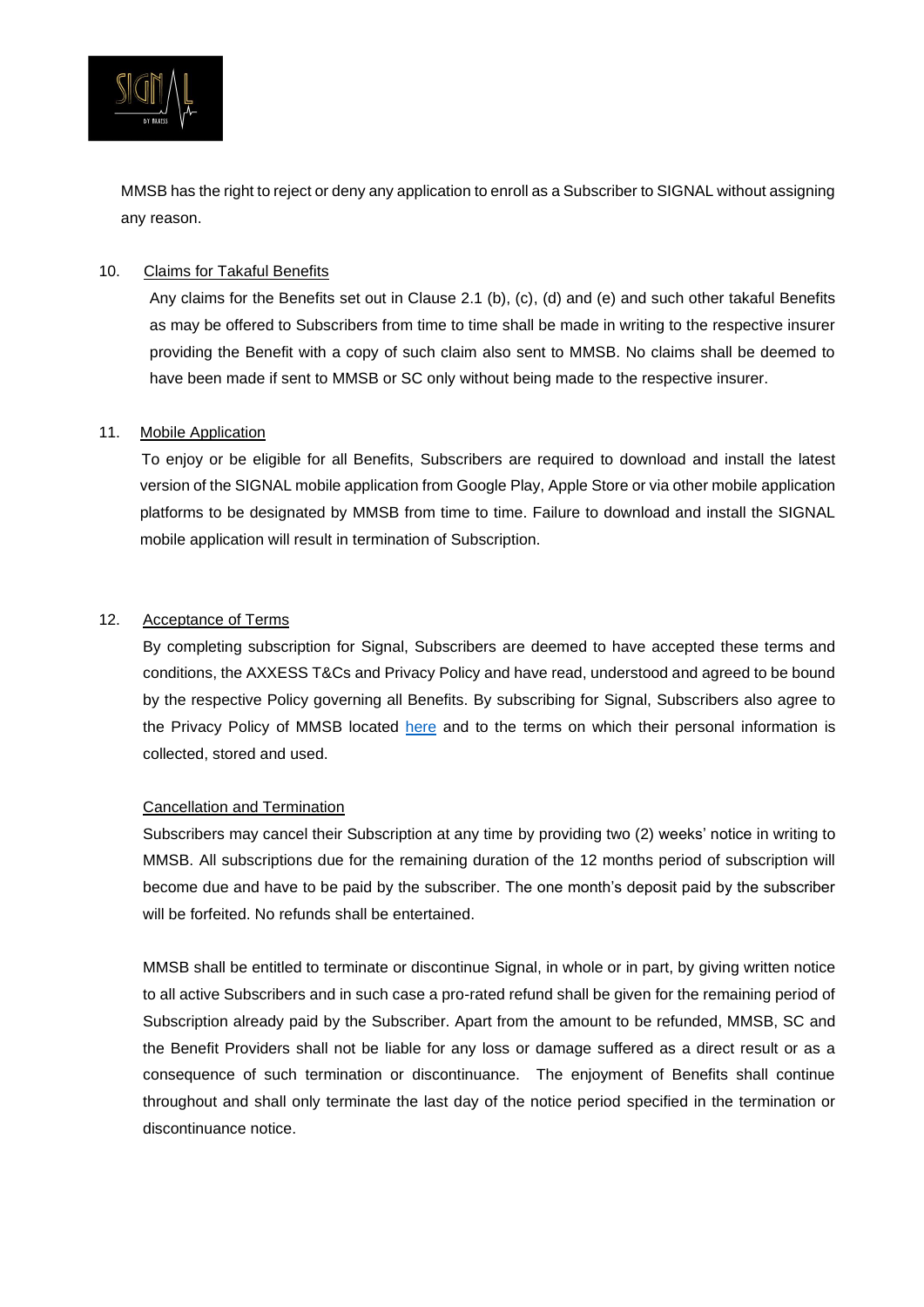MMSB has the right to reject or deny any application to enroll as a Subscriber to SIGNAL without assigning any reason.

10. Claims for Takaful Benefits

Any claims for the Benefits set out in Clause 2.1 (b), (c), (d) and (e) and such other takaful Benefits as may be offered to Subscribers from time to time shall be made in writing to the respective insurer providing the Benefit with a copy of such claim also sent to MMSB. No claims shall be deemed to have been made if sent to MMSB or SC only without being made to the respective insurer.

11. Mobile Application

To enjoy or be eligible for all Benefits, Subscribers are required to download and install the latest version of the SIGNAL mobile application from Google Play, Apple Store or via other mobile application platforms to be designated by MMSB from time to time. Failure to download and install the SIGNAL mobile application will result in termination of Subscription.

12. Acceptance of Terms

By completing subscription for Signal, Subscribers are deemed to have accepted these terms and conditions, the AXXESS T&Cs and Privacy Policy and have read, understood and agreed to be bound by the respective Policy governing all Benefits. By subscribing for Signal, Subscribers also agree to the Privacy Policy of MMSB located here and to the terms on which their personal information is collected, stored and used.

Cancellation and Termination

Subscribers may cancel their Subscription at any time by providing two (2) weeks' notice in writing to MMSB. All subscriptions due for the remaining duration of the 12 months period of subscription will become due and have to be paid by the subscriber. The one month's deposit paid by the subscriber will be forfeited. No refunds shall be entertained.

MMSB shall be entitled to terminate or discontinue Signal, in whole or in part, by giving written notice to all active Subscribers and in such case a pro-rated refund shall be given for the remaining period of Subscription already paid by the Subscriber. Apart from the amount to be refunded, MMSB, SC and the Benefit Providers shall not be liable for any loss or damage suffered as a direct result or as a consequence of such termination or discontinuance. The enjoyment of Benefits shall continue throughout and shall only terminate the last day of the notice period specified in the termination or discontinuance notice.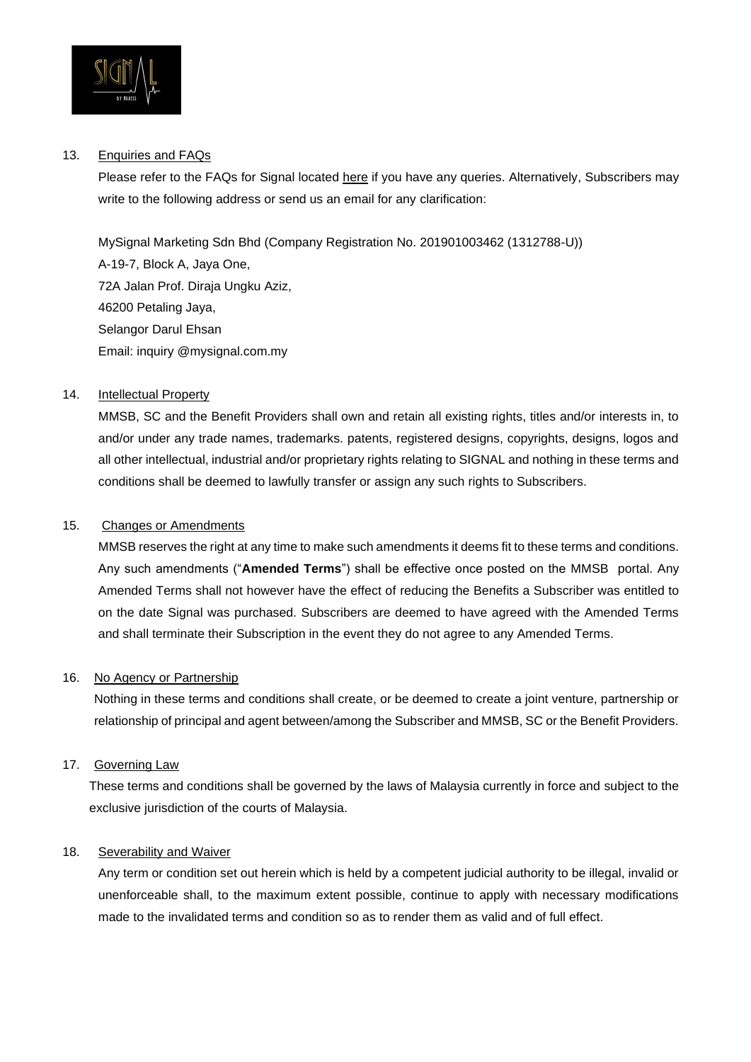13. Enquiries and FAQs

Please refer to the FAQs for Signal located here if you have any queries. Alternatively, Subscribers may write to the following address or send us an email for any clarification:

MySignal Marketing Sdn Bhd (Company Registration No. 201901003462 (1312788-U))
A-19-7, Block A, Jaya One,
72A Jalan Prof. Diraja Ungku Aziz,
46200 Petaling Jaya,
Selangor Darul Ehsan
Email: inquiry @mysignal.com.my

14. Intellectual Property

MMSB, SC and the Benefit Providers shall own and retain all existing rights, titles and/or interests in, to and/or under any trade names, trademarks. patents, registered designs, copyrights, designs, logos and all other intellectual, industrial and/or proprietary rights relating to SIGNAL and nothing in these terms and conditions shall be deemed to lawfully transfer or assign any such rights to Subscribers.

15. Changes or Amendments

MMSB reserves the right at any time to make such amendments it deems fit to these terms and conditions. Any such amendments ("**Amended Terms**") shall be effective once posted on the MMSB portal. Any Amended Terms shall not however have the effect of reducing the Benefits a Subscriber was entitled to on the date Signal was purchased. Subscribers are deemed to have agreed with the Amended Terms and shall terminate their Subscription in the event they do not agree to any Amended Terms.

16. No Agency or Partnership

Nothing in these terms and conditions shall create, or be deemed to create a joint venture, partnership or relationship of principal and agent between/among the Subscriber and MMSB, SC or the Benefit Providers.

17. Governing Law

These terms and conditions shall be governed by the laws of Malaysia currently in force and subject to the exclusive jurisdiction of the courts of Malaysia.

18. Severability and Waiver

Any term or condition set out herein which is held by a competent judicial authority to be illegal, invalid or unenforceable shall, to the maximum extent possible, continue to apply with necessary modifications made to the invalidated terms and condition so as to render them as valid and of full effect.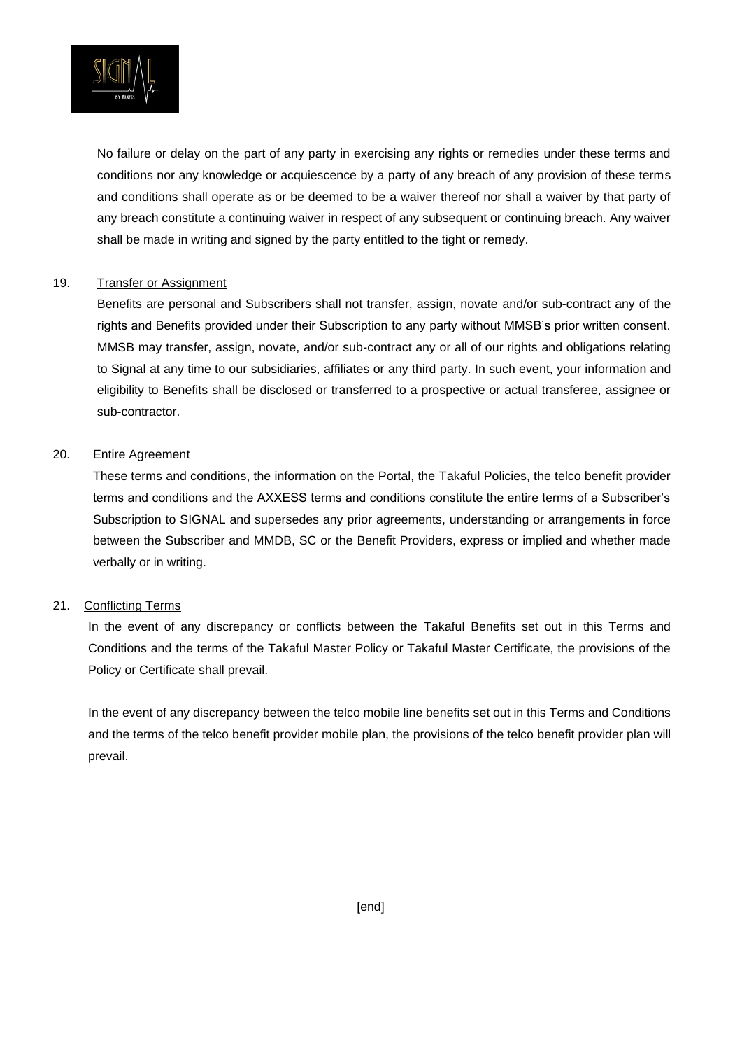No failure or delay on the part of any party in exercising any rights or remedies under these terms and conditions nor any knowledge or acquiescence by a party of any breach of any provision of these terms and conditions shall operate as or be deemed to be a waiver thereof nor shall a waiver by that party of any breach constitute a continuing waiver in respect of any subsequent or continuing breach. Any waiver shall be made in writing and signed by the party entitled to the tight or remedy.

19. <u>Transfer or Assignment</u>

Benefits are personal and Subscribers shall not transfer, assign, novate and/or sub-contract any of the rights and Benefits provided under their Subscription to any party without MMSB's prior written consent. MMSB may transfer, assign, novate, and/or sub-contract any or all of our rights and obligations relating to Signal at any time to our subsidiaries, affiliates or any third party. In such event, your information and eligibility to Benefits shall be disclosed or transferred to a prospective or actual transferee, assignee or sub-contractor.

20. <u>Entire Agreement</u>

These terms and conditions, the information on the Portal, the Takaful Policies, the telco benefit provider terms and conditions and the AXXESS terms and conditions constitute the entire terms of a Subscriber's Subscription to SIGNAL and supersedes any prior agreements, understanding or arrangements in force between the Subscriber and MMDB, SC or the Benefit Providers, express or implied and whether made verbally or in writing.

21. <u>Conflicting Terms</u>

In the event of any discrepancy or conflicts between the Takaful Benefits set out in this Terms and Conditions and the terms of the Takaful Master Policy or Takaful Master Certificate, the provisions of the Policy or Certificate shall prevail.

In the event of any discrepancy between the telco mobile line benefits set out in this Terms and Conditions and the terms of the telco benefit provider mobile plan, the provisions of the telco benefit provider plan will prevail.

[end]